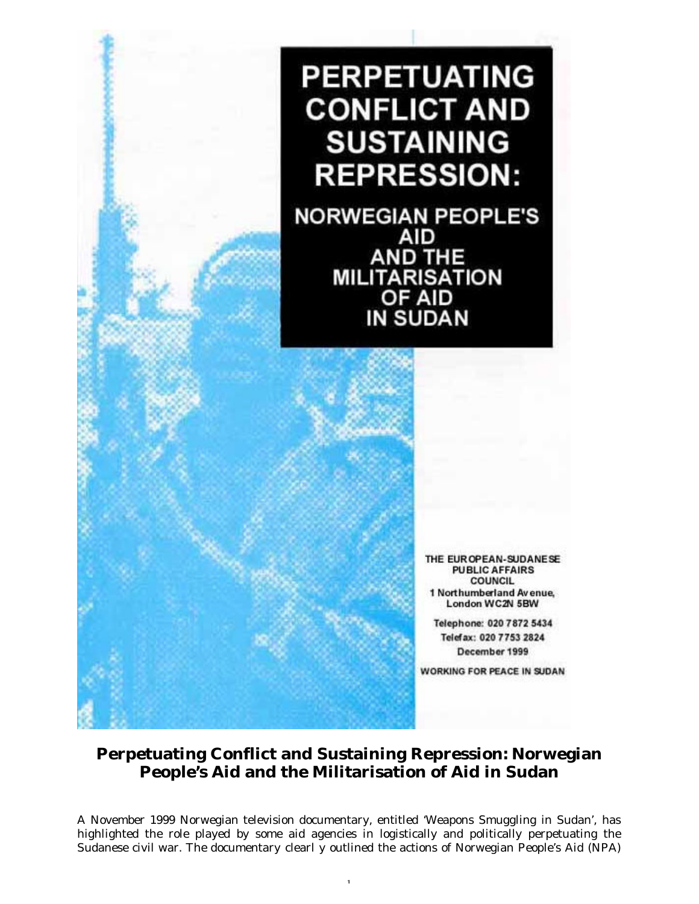# PERPETUATING CONFLICT AND SUSTAINING REPRESSION:

## NORWEGIAN PEOPLE'S AID AND THE MILITARISATION OF AID IN SUDAN

THE EUROPEAN-SUDANESE PUBLIC AFFAIRS COUNCIL
1 Northumberland Avenue,
London WC2N 5BW

Telephone: 020 7872 5434
Telefax: 020 7753 2824
December 1999

WORKING FOR PEACE IN SUDAN

## Perpetuating Conflict and Sustaining Repression: Norwegian People's Aid and the Militarisation of Aid in Sudan

A November 1999 Norwegian television documentary, entitled 'Weapons Smuggling in Sudan', has highlighted the role played by some aid agencies in logistically and politically perpetuating the Sudanese civil war. The documentary clearl y outlined the actions of Norwegian People's Aid (NPA)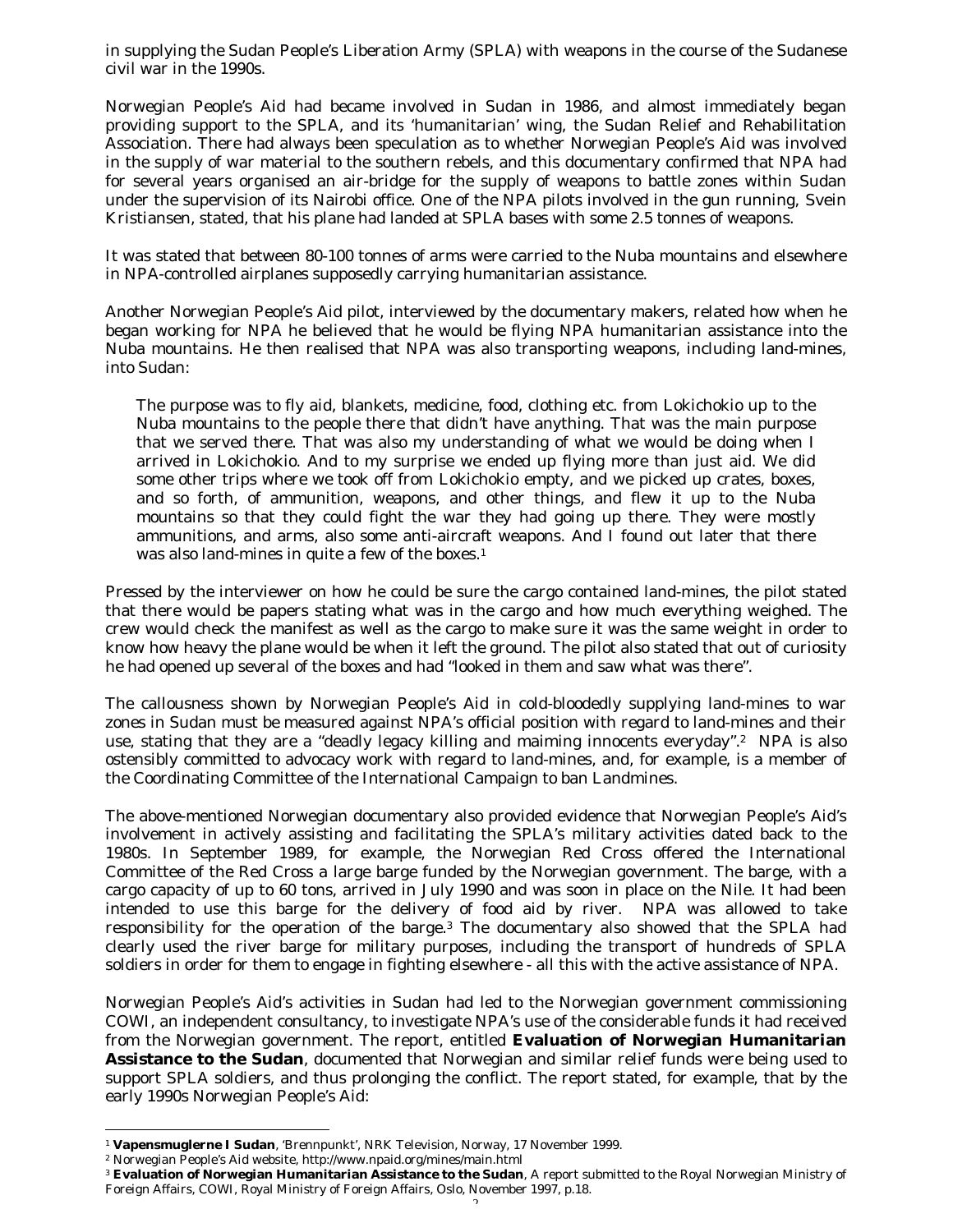in supplying the Sudan People's Liberation Army (SPLA) with weapons in the course of the Sudanese civil war in the 1990s.

Norwegian People's Aid had became involved in Sudan in 1986, and almost immediately began providing support to the SPLA, and its 'humanitarian' wing, the Sudan Relief and Rehabilitation Association. There had always been speculation as to whether Norwegian People's Aid was involved in the supply of war material to the southern rebels, and this documentary confirmed that NPA had for several years organised an air-bridge for the supply of weapons to battle zones within Sudan under the supervision of its Nairobi office. One of the NPA pilots involved in the gun running, Svein Kristiansen, stated, that his plane had landed at SPLA bases with some 2.5 tonnes of weapons.

It was stated that between 80-100 tonnes of arms were carried to the Nuba mountains and elsewhere in NPA-controlled airplanes supposedly carrying humanitarian assistance.

Another Norwegian People's Aid pilot, interviewed by the documentary makers, related how when he began working for NPA he believed that he would be flying NPA humanitarian assistance into the Nuba mountains. He then realised that NPA was also transporting weapons, including land-mines, into Sudan:

> The purpose was to fly aid, blankets, medicine, food, clothing etc. from Lokichokio up to the Nuba mountains to the people there that didn't have anything. That was the main purpose that we served there. That was also my understanding of what we would be doing when I arrived in Lokichokio. And to my surprise we ended up flying more than just aid. We did some other trips where we took off from Lokichokio empty, and we picked up crates, boxes, and so forth, of ammunition, weapons, and other things, and flew it up to the Nuba mountains so that they could fight the war they had going up there. They were mostly ammunitions, and arms, also some anti-aircraft weapons. And I found out later that there was also land-mines in quite a few of the boxes.[1]

Pressed by the interviewer on how he could be sure the cargo contained land-mines, the pilot stated that there would be papers stating what was in the cargo and how much everything weighed. The crew would check the manifest as well as the cargo to make sure it was the same weight in order to know how heavy the plane would be when it left the ground. The pilot also stated that out of curiosity he had opened up several of the boxes and had "looked in them and saw what was there".

The callousness shown by Norwegian People's Aid in cold-bloodedly supplying land-mines to war zones in Sudan must be measured against NPA's official position with regard to land-mines and their use, stating that they are a "deadly legacy killing and maiming innocents everyday".[2] NPA is also ostensibly committed to advocacy work with regard to land-mines, and, for example, is a member of the Coordinating Committee of the International Campaign to ban Landmines.

The above-mentioned Norwegian documentary also provided evidence that Norwegian People's Aid's involvement in actively assisting and facilitating the SPLA's military activities dated back to the 1980s. In September 1989, for example, the Norwegian Red Cross offered the International Committee of the Red Cross a large barge funded by the Norwegian government. The barge, with a cargo capacity of up to 60 tons, arrived in July 1990 and was soon in place on the Nile. It had been intended to use this barge for the delivery of food aid by river. NPA was allowed to take responsibility for the operation of the barge.[3] The documentary also showed that the SPLA had clearly used the river barge for military purposes, including the transport of hundreds of SPLA soldiers in order for them to engage in fighting elsewhere - all this with the active assistance of NPA.

Norwegian People's Aid's activities in Sudan had led to the Norwegian government commissioning COWI, an independent consultancy, to investigate NPA's use of the considerable funds it had received from the Norwegian government. The report, entitled **Evaluation of Norwegian Humanitarian Assistance to the Sudan**, documented that Norwegian and similar relief funds were being used to support SPLA soldiers, and thus prolonging the conflict. The report stated, for example, that by the early 1990s Norwegian People's Aid:

---

[1] **Vapensmuglerne I Sudan**, 'Brennpunkt', NRK Television, Norway, 17 November 1999.

[2] Norwegian People's Aid website, http://www.npaid.org/mines/main.html

[3] **Evaluation of Norwegian Humanitarian Assistance to the Sudan**, A report submitted to the Royal Norwegian Ministry of Foreign Affairs, COWI, Royal Ministry of Foreign Affairs, Oslo, November 1997, p.18.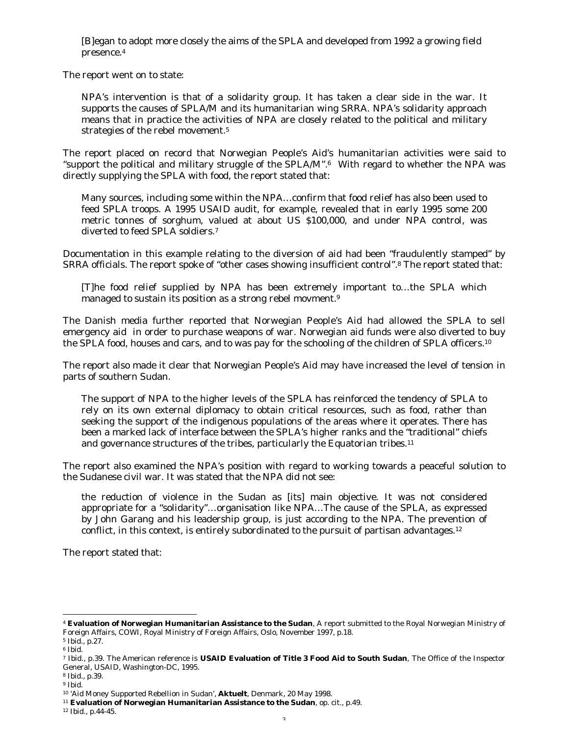> [B]egan to adopt more closely the aims of the SPLA and developed from 1992 a growing field presence.[4]

The report went on to state:

> NPA's intervention is that of a solidarity group. It has taken a clear side in the war. It supports the causes of SPLA/M and its humanitarian wing SRRA. NPA's solidarity approach means that in practice the activities of NPA are closely related to the political and military strategies of the rebel movement.[5]

The report placed on record that Norwegian People's Aid's humanitarian activities were said to "support the political and military struggle of the SPLA/M".[6] With regard to whether the NPA was directly supplying the SPLA with food, the report stated that:

> Many sources, including some within the NPA…confirm that food relief has also been used to feed SPLA troops. A 1995 USAID audit, for example, revealed that in early 1995 some 200 metric tonnes of sorghum, valued at about US $100,000, and under NPA control, was diverted to feed SPLA soldiers.[7]

Documentation in this example relating to the diversion of aid had been "fraudulently stamped" by SRRA officials. The report spoke of "other cases showing insufficient control".[8] The report stated that:

> [T]he food relief supplied by NPA has been extremely important to…the SPLA which managed to sustain its position as a strong rebel movment.[9]

The Danish media further reported that Norwegian People's Aid had allowed the SPLA to sell emergency aid in order to purchase weapons of war. Norwegian aid funds were also diverted to buy the SPLA food, houses and cars, and to was pay for the schooling of the children of SPLA officers.[10]

The report also made it clear that Norwegian People's Aid may have increased the level of tension in parts of southern Sudan.

> The support of NPA to the higher levels of the SPLA has reinforced the tendency of SPLA to rely on its own external diplomacy to obtain critical resources, such as food, rather than seeking the support of the indigenous populations of the areas where it operates. There has been a marked lack of interface between the SPLA's higher ranks and the "traditional" chiefs and governance structures of the tribes, particularly the Equatorian tribes.[11]

The report also examined the NPA's position with regard to working towards a peaceful solution to the Sudanese civil war. It was stated that the NPA did not see:

> the reduction of violence in the Sudan as [its] main objective. It was not considered appropriate for a "solidarity"…organisation like NPA…The cause of the SPLA, as expressed by John Garang and his leadership group, is just according to the NPA. The prevention of conflict, in this context, is entirely subordinated to the pursuit of partisan advantages.[12]

The report stated that:

---

[4] **Evaluation of Norwegian Humanitarian Assistance to the Sudan**, A report submitted to the Royal Norwegian Ministry of Foreign Affairs, COWI, Royal Ministry of Foreign Affairs, Oslo, November 1997, p.18.

[5] Ibid., p.27.

[6] Ibid.

[7] Ibid., p.39. The American reference is **USAID Evaluation of Title 3 Food Aid to South Sudan**, The Office of the Inspector General, USAID, Washington-DC, 1995.

[8] Ibid., p.39.

[9] Ibid.

[10] 'Aid Money Supported Rebellion in Sudan', **Aktuelt**, Denmark, 20 May 1998.

[11] **Evaluation of Norwegian Humanitarian Assistance to the Sudan**, op. cit., p.49.

[12] Ibid., p.44-45.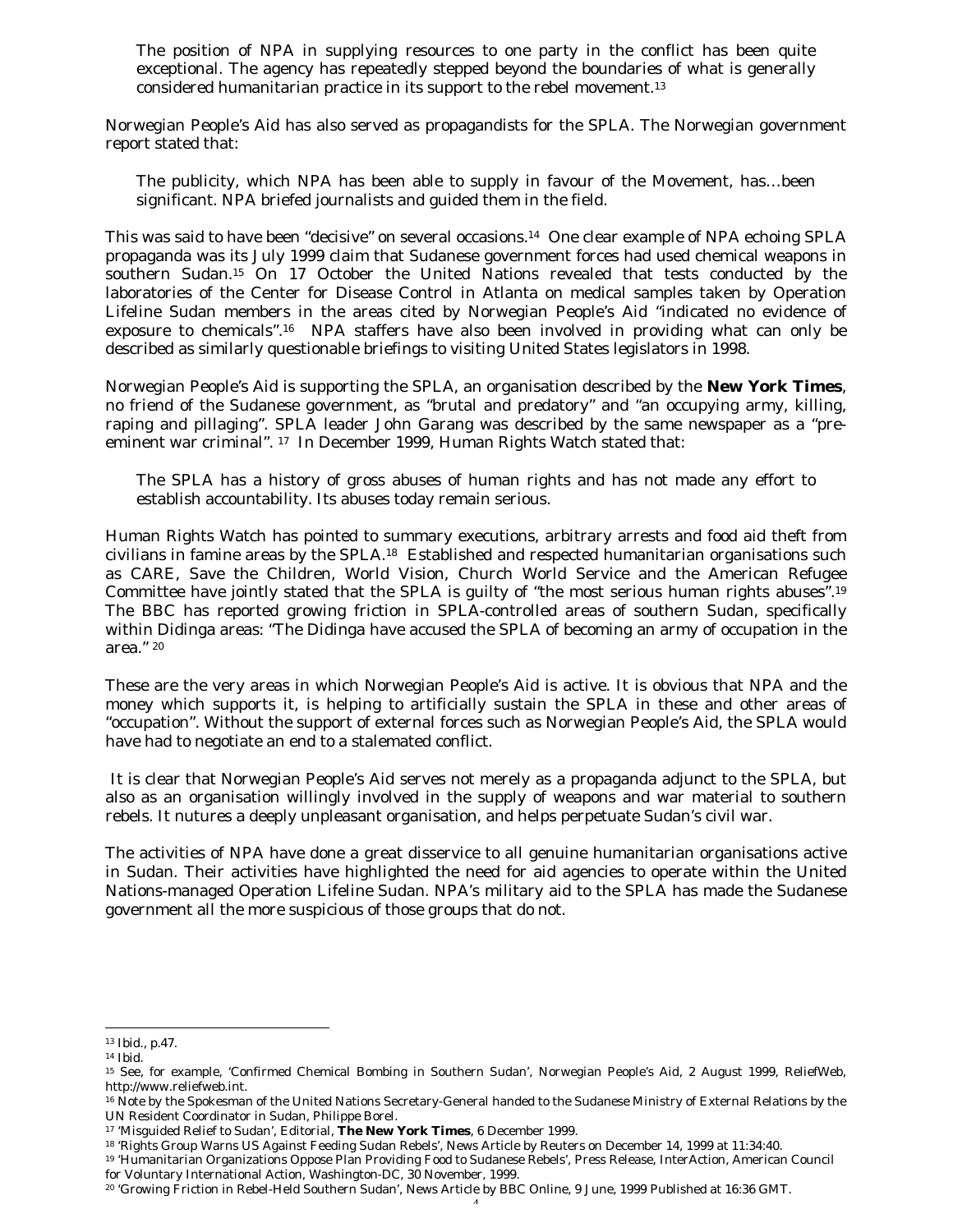> The position of NPA in supplying resources to one party in the conflict has been quite exceptional. The agency has repeatedly stepped beyond the boundaries of what is generally considered humanitarian practice in its support to the rebel movement.[13]

Norwegian People's Aid has also served as propagandists for the SPLA. The Norwegian government report stated that:

> The publicity, which NPA has been able to supply in favour of the Movement, has…been significant. NPA briefed journalists and guided them in the field.

This was said to have been "decisive" on several occasions.[14] One clear example of NPA echoing SPLA propaganda was its July 1999 claim that Sudanese government forces had used chemical weapons in southern Sudan.[15] On 17 October the United Nations revealed that tests conducted by the laboratories of the Center for Disease Control in Atlanta on medical samples taken by Operation Lifeline Sudan members in the areas cited by Norwegian People's Aid "indicated no evidence of exposure to chemicals".[16] NPA staffers have also been involved in providing what can only be described as similarly questionable briefings to visiting United States legislators in 1998.

Norwegian People's Aid is supporting the SPLA, an organisation described by the **New York Times**, no friend of the Sudanese government, as "brutal and predatory" and "an occupying army, killing, raping and pillaging". SPLA leader John Garang was described by the same newspaper as a "pre-eminent war criminal".[17] In December 1999, Human Rights Watch stated that:

> The SPLA has a history of gross abuses of human rights and has not made any effort to establish accountability. Its abuses today remain serious.

Human Rights Watch has pointed to summary executions, arbitrary arrests and food aid theft from civilians in famine areas by the SPLA.[18] Established and respected humanitarian organisations such as CARE, Save the Children, World Vision, Church World Service and the American Refugee Committee have jointly stated that the SPLA is guilty of "the most serious human rights abuses".[19] The BBC has reported growing friction in SPLA-controlled areas of southern Sudan, specifically within Didinga areas: "The Didinga have accused the SPLA of becoming an army of occupation in the area."[20]

These are the very areas in which Norwegian People's Aid is active. It is obvious that NPA and the money which supports it, is helping to artificially sustain the SPLA in these and other areas of "occupation". Without the support of external forces such as Norwegian People's Aid, the SPLA would have had to negotiate an end to a stalemated conflict.

It is clear that Norwegian People's Aid serves not merely as a propaganda adjunct to the SPLA, but also as an organisation willingly involved in the supply of weapons and war material to southern rebels. It nutures a deeply unpleasant organisation, and helps perpetuate Sudan's civil war.

The activities of NPA have done a great disservice to all genuine humanitarian organisations active in Sudan. Their activities have highlighted the need for aid agencies to operate within the United Nations-managed Operation Lifeline Sudan. NPA's military aid to the SPLA has made the Sudanese government all the more suspicious of those groups that do not.

---

[13] Ibid., p.47.

[14] Ibid.

[15] See, for example, 'Confirmed Chemical Bombing in Southern Sudan', Norwegian People's Aid, 2 August 1999, ReliefWeb, http://www.reliefweb.int.

[16] Note by the Spokesman of the United Nations Secretary-General handed to the Sudanese Ministry of External Relations by the UN Resident Coordinator in Sudan, Philippe Borel.

[17] 'Misguided Relief to Sudan', Editorial, **The New York Times**, 6 December 1999.

[18] 'Rights Group Warns US Against Feeding Sudan Rebels', News Article by Reuters on December 14, 1999 at 11:34:40.

[19] 'Humanitarian Organizations Oppose Plan Providing Food to Sudanese Rebels', Press Release, InterAction, American Council for Voluntary International Action, Washington-DC, 30 November, 1999.

[20] 'Growing Friction in Rebel-Held Southern Sudan', News Article by BBC Online, 9 June, 1999 Published at 16:36 GMT.